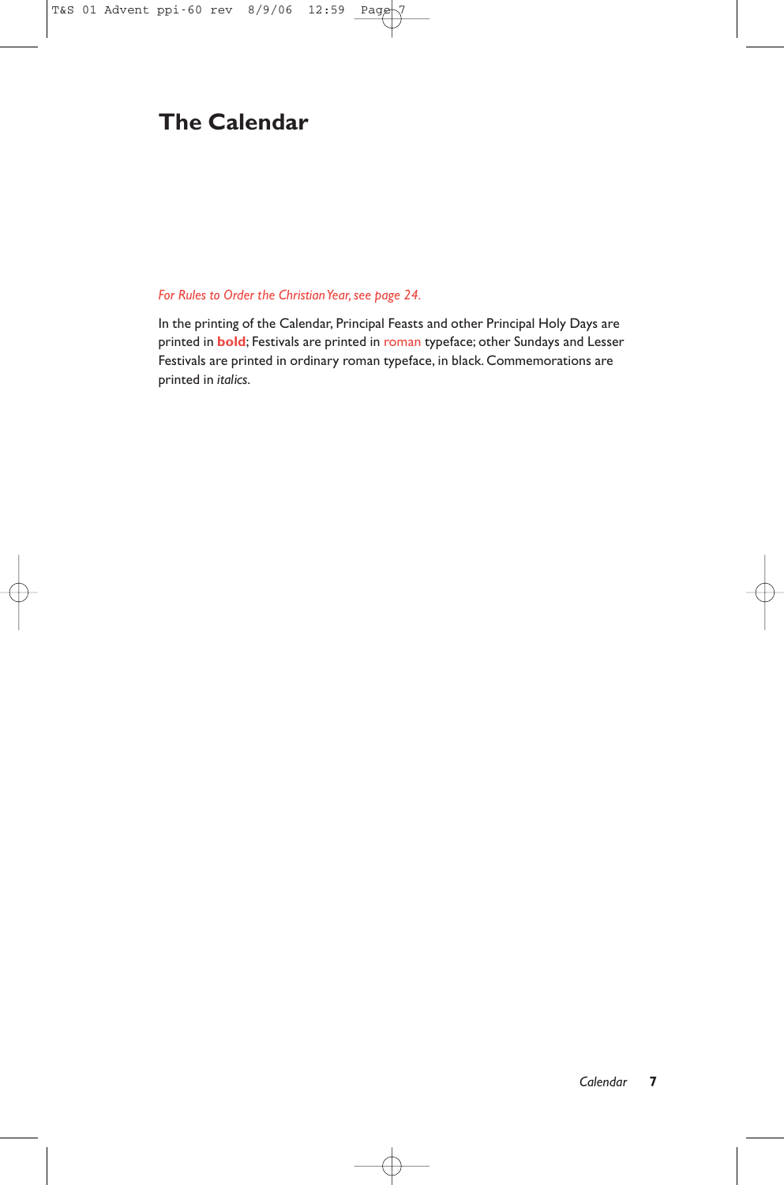# The Calendar

*For Rules to Order the Christian Year, see page 24.*

In the printing of the Calendar, Principal Feasts and other Principal Holy Days are printed in **bold**; Festivals are printed in roman typeface; other Sundays and Lesser Festivals are printed in ordinary roman typeface, in black. Commemorations are printed in *italics*.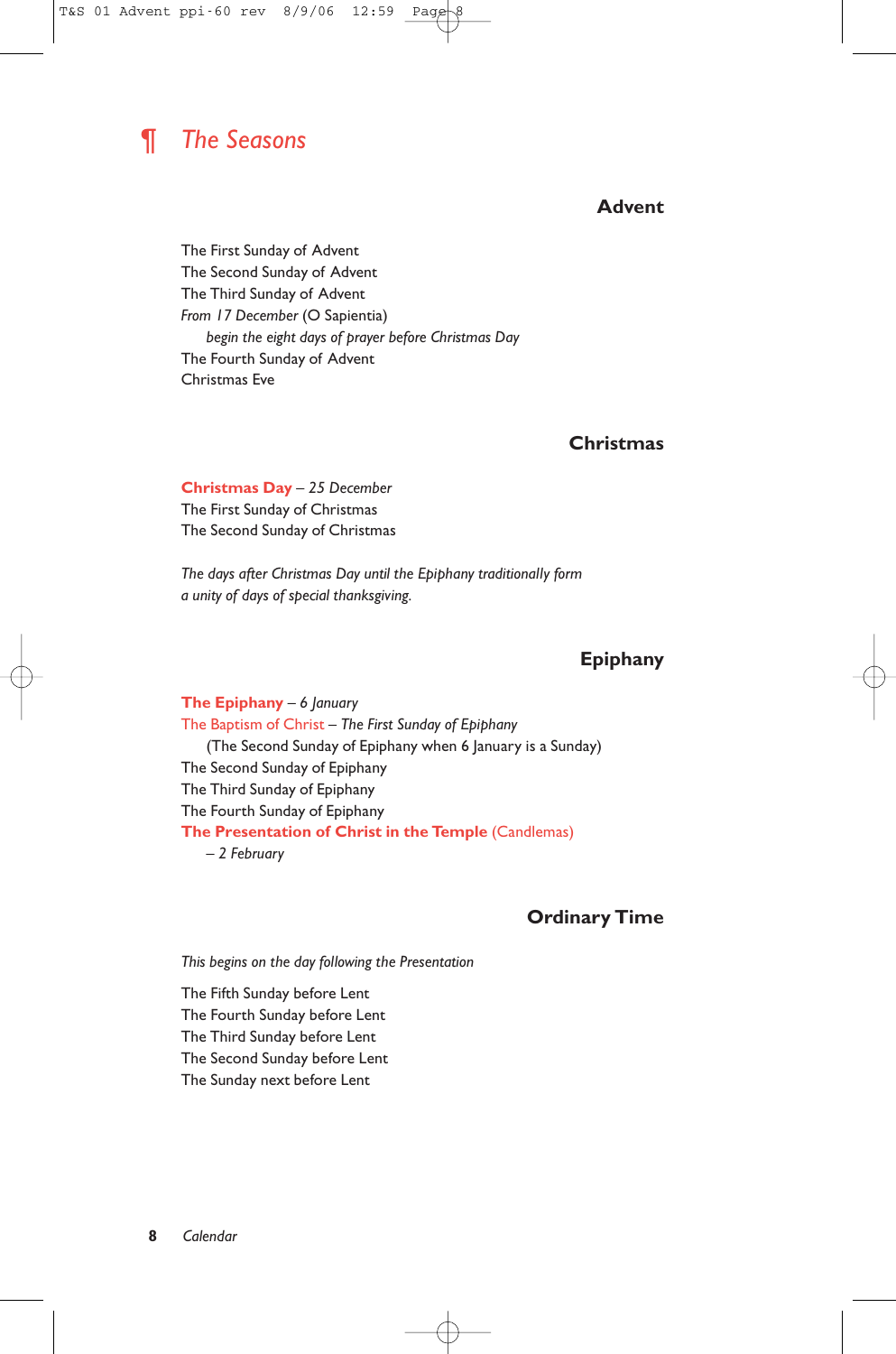# ¶ *The Seasons*

## Advent

The First Sunday of Advent
The Second Sunday of Advent
The Third Sunday of Advent
*From 17 December* (O Sapientia)
&nbsp;&nbsp;&nbsp;&nbsp;*begin the eight days of prayer before Christmas Day*
The Fourth Sunday of Advent
Christmas Eve

## Christmas

**Christmas Day** – *25 December*
The First Sunday of Christmas
The Second Sunday of Christmas

*The days after Christmas Day until the Epiphany traditionally form a unity of days of special thanksgiving.*

## Epiphany

**The Epiphany** – *6 January*
The Baptism of Christ – *The First Sunday of Epiphany*
&nbsp;&nbsp;&nbsp;&nbsp;(The Second Sunday of Epiphany when 6 January is a Sunday)
The Second Sunday of Epiphany
The Third Sunday of Epiphany
The Fourth Sunday of Epiphany
**The Presentation of Christ in the Temple** (Candlemas)
&nbsp;&nbsp;&nbsp;&nbsp;– *2 February*

## Ordinary Time

*This begins on the day following the Presentation*

The Fifth Sunday before Lent
The Fourth Sunday before Lent
The Third Sunday before Lent
The Second Sunday before Lent
The Sunday next before Lent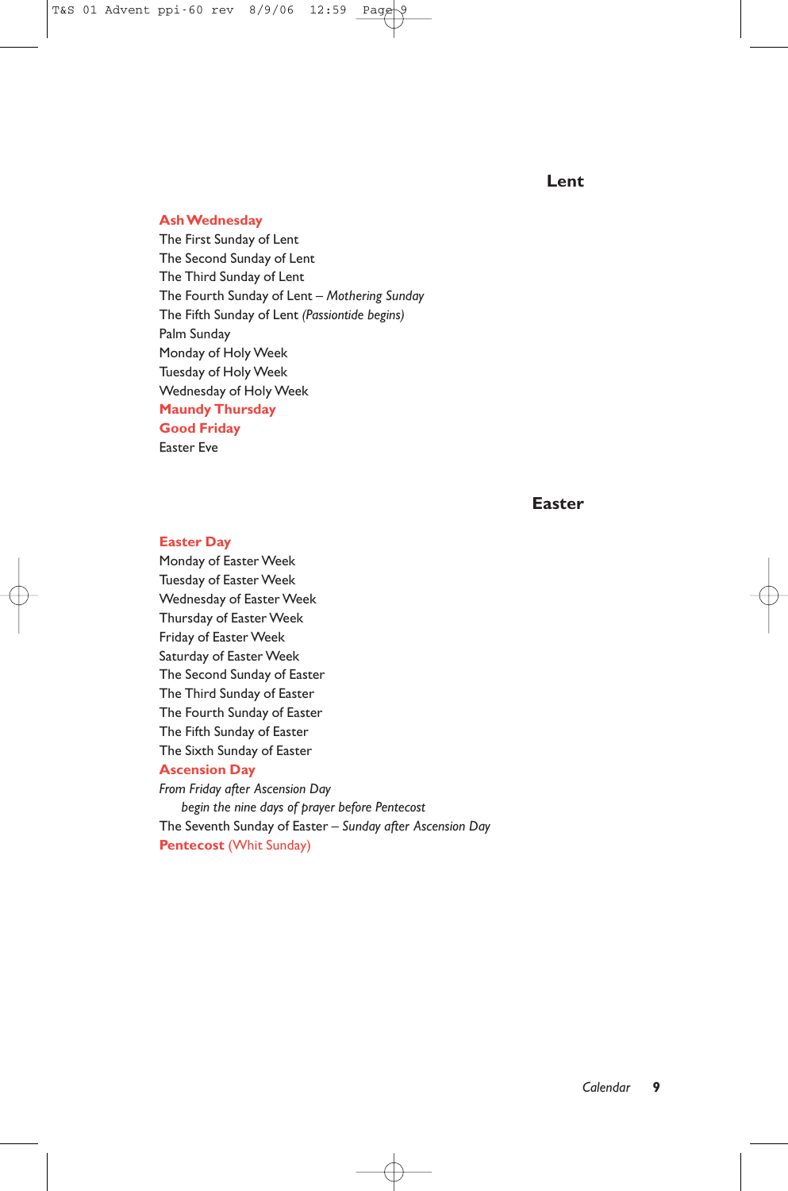## Lent

**Ash Wednesday**
The First Sunday of Lent
The Second Sunday of Lent
The Third Sunday of Lent
The Fourth Sunday of Lent – *Mothering Sunday*
The Fifth Sunday of Lent *(Passiontide begins)*
Palm Sunday
Monday of Holy Week
Tuesday of Holy Week
Wednesday of Holy Week
**Maundy Thursday**
**Good Friday**
Easter Eve

## Easter

**Easter Day**
Monday of Easter Week
Tuesday of Easter Week
Wednesday of Easter Week
Thursday of Easter Week
Friday of Easter Week
Saturday of Easter Week
The Second Sunday of Easter
The Third Sunday of Easter
The Fourth Sunday of Easter
The Fifth Sunday of Easter
The Sixth Sunday of Easter
**Ascension Day**
*From Friday after Ascension Day*
*begin the nine days of prayer before Pentecost*
The Seventh Sunday of Easter – *Sunday after Ascension Day*
**Pentecost** (Whit Sunday)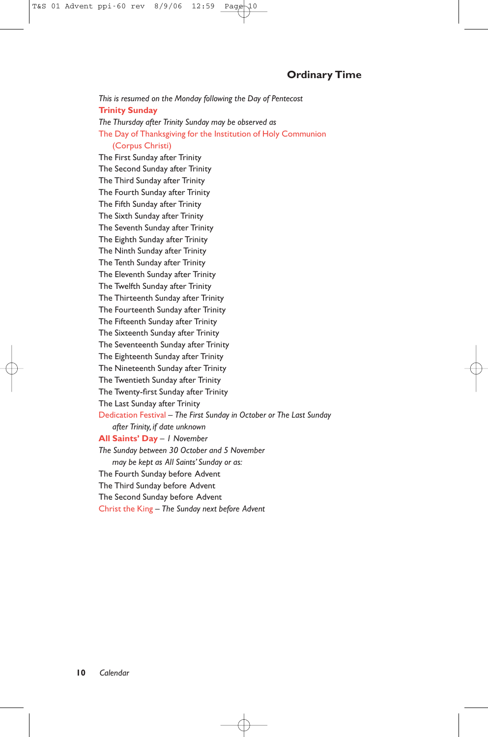## Ordinary Time

*This is resumed on the Monday following the Day of Pentecost*

**Trinity Sunday**

*The Thursday after Trinity Sunday may be observed as*

The Day of Thanksgiving for the Institution of Holy Communion (Corpus Christi)

The First Sunday after Trinity
The Second Sunday after Trinity
The Third Sunday after Trinity
The Fourth Sunday after Trinity
The Fifth Sunday after Trinity
The Sixth Sunday after Trinity
The Seventh Sunday after Trinity
The Eighth Sunday after Trinity
The Ninth Sunday after Trinity
The Tenth Sunday after Trinity
The Eleventh Sunday after Trinity
The Twelfth Sunday after Trinity
The Thirteenth Sunday after Trinity
The Fourteenth Sunday after Trinity
The Fifteenth Sunday after Trinity
The Sixteenth Sunday after Trinity
The Seventeenth Sunday after Trinity
The Eighteenth Sunday after Trinity
The Nineteenth Sunday after Trinity
The Twentieth Sunday after Trinity
The Twenty-first Sunday after Trinity
The Last Sunday after Trinity

Dedication Festival – *The First Sunday in October or The Last Sunday after Trinity, if date unknown*

**All Saints' Day** – *1 November*

*The Sunday between 30 October and 5 November may be kept as All Saints' Sunday or as:*

The Fourth Sunday before Advent
The Third Sunday before Advent
The Second Sunday before Advent

Christ the King – *The Sunday next before Advent*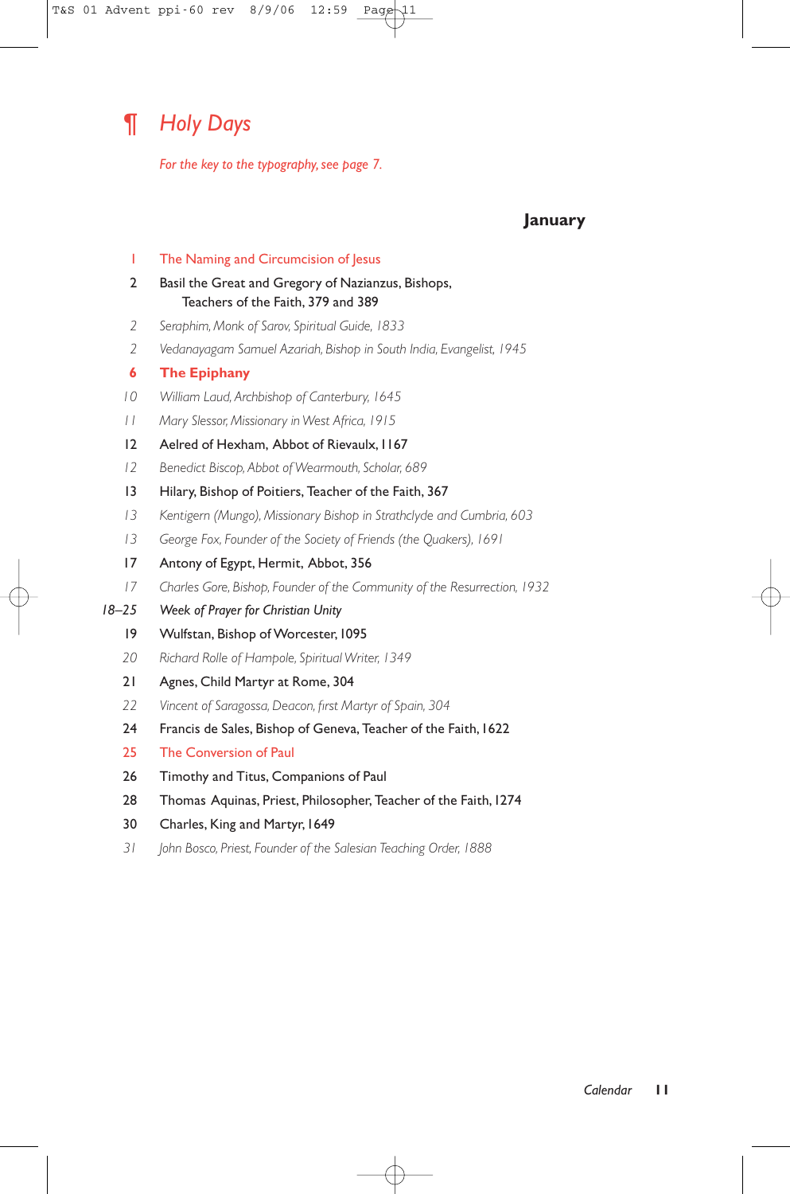# ¶ *Holy Days*

*For the key to the typography, see page 7.*

## January

1 The Naming and Circumcision of Jesus

2 Basil the Great and Gregory of Nazianzus, Bishops, Teachers of the Faith, 379 and 389

*2 Seraphim, Monk of Sarov, Spiritual Guide, 1833*

*2 Vedanayagam Samuel Azariah, Bishop in South India, Evangelist, 1945*

**6 The Epiphany**

*10 William Laud, Archbishop of Canterbury, 1645*

*11 Mary Slessor, Missionary in West Africa, 1915*

12 Aelred of Hexham, Abbot of Rievaulx, 1167

*12 Benedict Biscop, Abbot of Wearmouth, Scholar, 689*

13 Hilary, Bishop of Poitiers, Teacher of the Faith, 367

*13 Kentigern (Mungo), Missionary Bishop in Strathclyde and Cumbria, 603*

*13 George Fox, Founder of the Society of Friends (the Quakers), 1691*

17 Antony of Egypt, Hermit, Abbot, 356

*17 Charles Gore, Bishop, Founder of the Community of the Resurrection, 1932*

*18–25 Week of Prayer for Christian Unity*

19 Wulfstan, Bishop of Worcester, 1095

*20 Richard Rolle of Hampole, Spiritual Writer, 1349*

21 Agnes, Child Martyr at Rome, 304

*22 Vincent of Saragossa, Deacon, first Martyr of Spain, 304*

24 Francis de Sales, Bishop of Geneva, Teacher of the Faith, 1622

25 The Conversion of Paul

26 Timothy and Titus, Companions of Paul

28 Thomas Aquinas, Priest, Philosopher, Teacher of the Faith, 1274

30 Charles, King and Martyr, 1649

*31 John Bosco, Priest, Founder of the Salesian Teaching Order, 1888*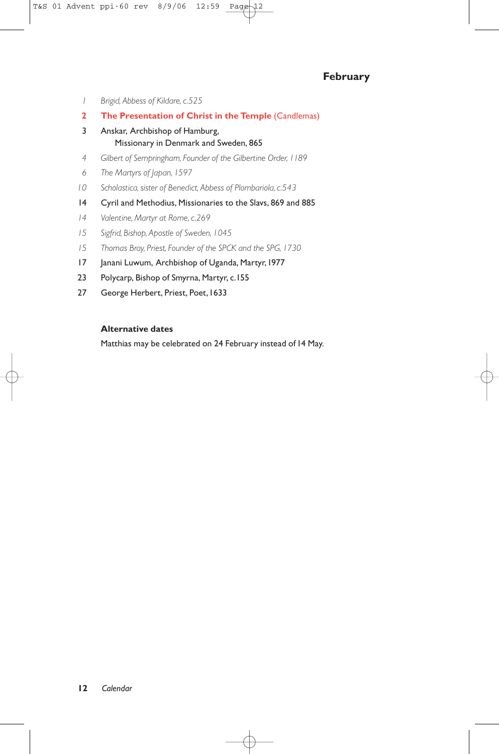## February

*1 Brigid, Abbess of Kildare, c.525*

**2 The Presentation of Christ in the Temple** (Candlemas)

3 Anskar, Archbishop of Hamburg,
Missionary in Denmark and Sweden, 865

*4 Gilbert of Sempringham, Founder of the Gilbertine Order, 1189*

*6 The Martyrs of Japan, 1597*

*10 Scholastica, sister of Benedict, Abbess of Plombariola, c.543*

14 Cyril and Methodius, Missionaries to the Slavs, 869 and 885

*14 Valentine, Martyr at Rome, c.269*

*15 Sigfrid, Bishop, Apostle of Sweden, 1045*

*15 Thomas Bray, Priest, Founder of the SPCK and the SPG, 1730*

17 Janani Luwum, Archbishop of Uganda, Martyr, 1977

23 Polycarp, Bishop of Smyrna, Martyr, c.155

27 George Herbert, Priest, Poet, 1633

### Alternative dates

Matthias may be celebrated on 24 February instead of 14 May.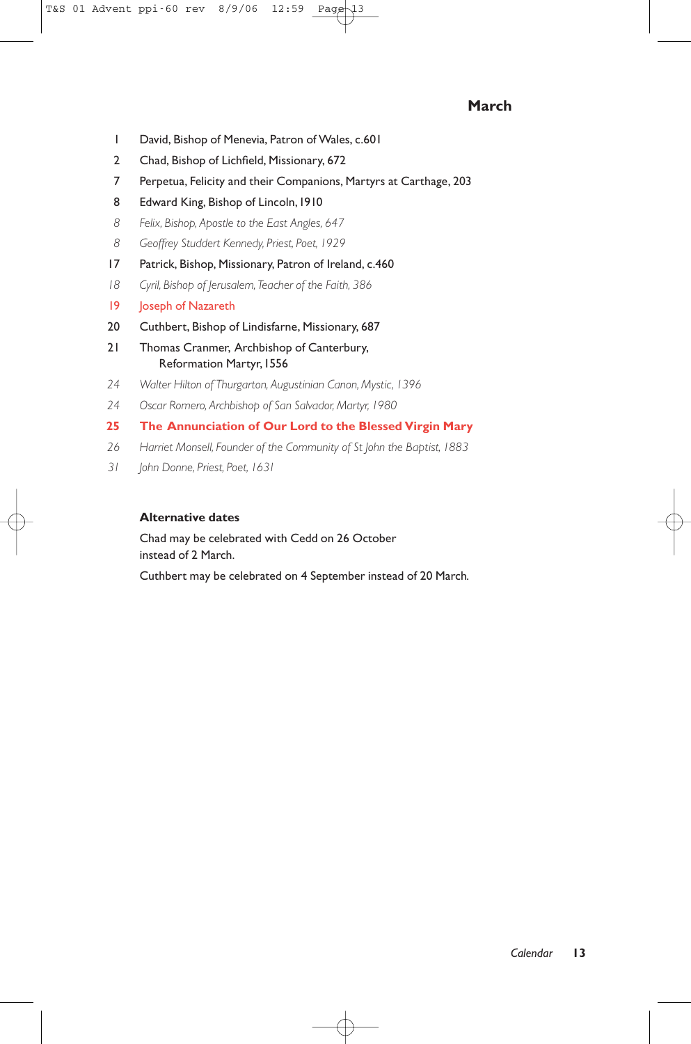## March

1 David, Bishop of Menevia, Patron of Wales, c.601

2 Chad, Bishop of Lichfield, Missionary, 672

7 Perpetua, Felicity and their Companions, Martyrs at Carthage, 203

8 Edward King, Bishop of Lincoln, 1910

*8 Felix, Bishop, Apostle to the East Angles, 647*

*8 Geoffrey Studdert Kennedy, Priest, Poet, 1929*

17 Patrick, Bishop, Missionary, Patron of Ireland, c.460

*18 Cyril, Bishop of Jerusalem, Teacher of the Faith, 386*

19 Joseph of Nazareth

20 Cuthbert, Bishop of Lindisfarne, Missionary, 687

21 Thomas Cranmer, Archbishop of Canterbury, Reformation Martyr, 1556

*24 Walter Hilton of Thurgarton, Augustinian Canon, Mystic, 1396*

*24 Oscar Romero, Archbishop of San Salvador, Martyr, 1980*

**25 The Annunciation of Our Lord to the Blessed Virgin Mary**

*26 Harriet Monsell, Founder of the Community of St John the Baptist, 1883*

*31 John Donne, Priest, Poet, 1631*

**Alternative dates**

Chad may be celebrated with Cedd on 26 October instead of 2 March.

Cuthbert may be celebrated on 4 September instead of 20 March.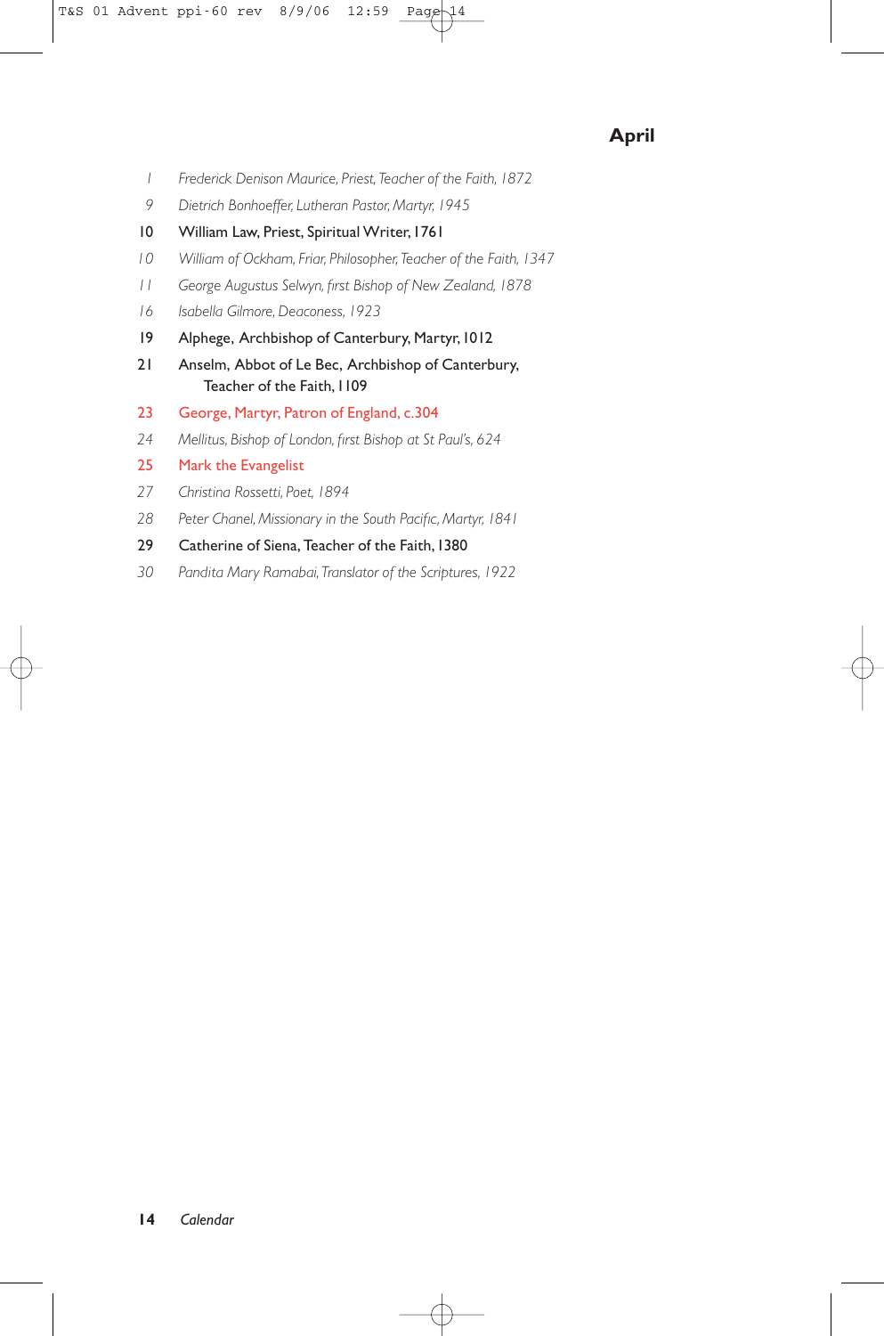## April

*1* *Frederick Denison Maurice, Priest, Teacher of the Faith, 1872*

*9* *Dietrich Bonhoeffer, Lutheran Pastor, Martyr, 1945*

10 William Law, Priest, Spiritual Writer, 1761

*10* *William of Ockham, Friar, Philosopher, Teacher of the Faith, 1347*

*11* *George Augustus Selwyn, first Bishop of New Zealand, 1878*

*16* *Isabella Gilmore, Deaconess, 1923*

19 Alphege, Archbishop of Canterbury, Martyr, 1012

21 Anselm, Abbot of Le Bec, Archbishop of Canterbury, Teacher of the Faith, 1109

23 George, Martyr, Patron of England, c.304

*24* *Mellitus, Bishop of London, first Bishop at St Paul's, 624*

25 Mark the Evangelist

*27* *Christina Rossetti, Poet, 1894*

*28* *Peter Chanel, Missionary in the South Pacific, Martyr, 1841*

29 Catherine of Siena, Teacher of the Faith, 1380

*30* *Pandita Mary Ramabai, Translator of the Scriptures, 1922*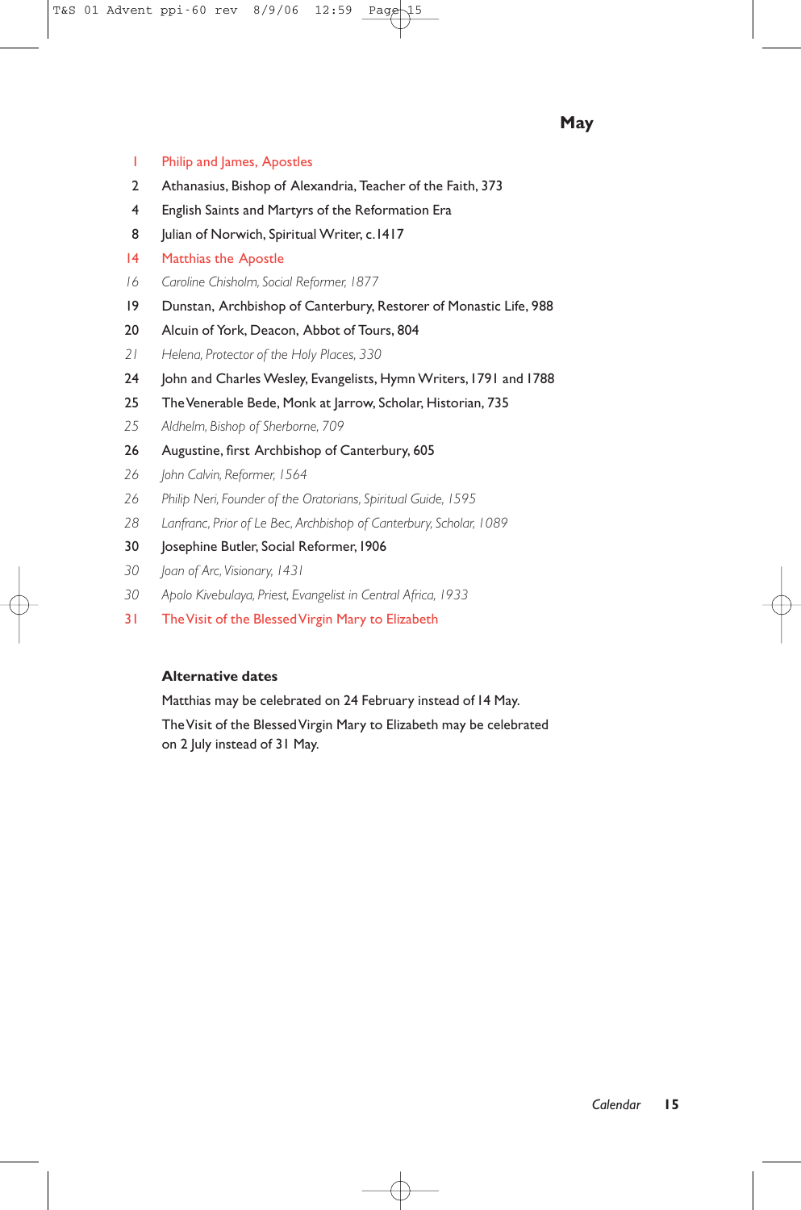## May

| | |
|---|---|
| 1 | Philip and James, Apostles |
| 2 | Athanasius, Bishop of Alexandria, Teacher of the Faith, 373 |
| 4 | English Saints and Martyrs of the Reformation Era |
| 8 | Julian of Norwich, Spiritual Writer, c.1417 |
| 14 | Matthias the Apostle |
| *16* | *Caroline Chisholm, Social Reformer, 1877* |
| 19 | Dunstan, Archbishop of Canterbury, Restorer of Monastic Life, 988 |
| 20 | Alcuin of York, Deacon, Abbot of Tours, 804 |
| *21* | *Helena, Protector of the Holy Places, 330* |
| 24 | John and Charles Wesley, Evangelists, Hymn Writers, 1791 and 1788 |
| 25 | The Venerable Bede, Monk at Jarrow, Scholar, Historian, 735 |
| *25* | *Aldhelm, Bishop of Sherborne, 709* |
| 26 | Augustine, first Archbishop of Canterbury, 605 |
| *26* | *John Calvin, Reformer, 1564* |
| *26* | *Philip Neri, Founder of the Oratorians, Spiritual Guide, 1595* |
| *28* | *Lanfranc, Prior of Le Bec, Archbishop of Canterbury, Scholar, 1089* |
| 30 | Josephine Butler, Social Reformer, 1906 |
| *30* | *Joan of Arc, Visionary, 1431* |
| *30* | *Apolo Kivebulaya, Priest, Evangelist in Central Africa, 1933* |
| 31 | The Visit of the Blessed Virgin Mary to Elizabeth |

**Alternative dates**

Matthias may be celebrated on 24 February instead of 14 May.

The Visit of the Blessed Virgin Mary to Elizabeth may be celebrated on 2 July instead of 31 May.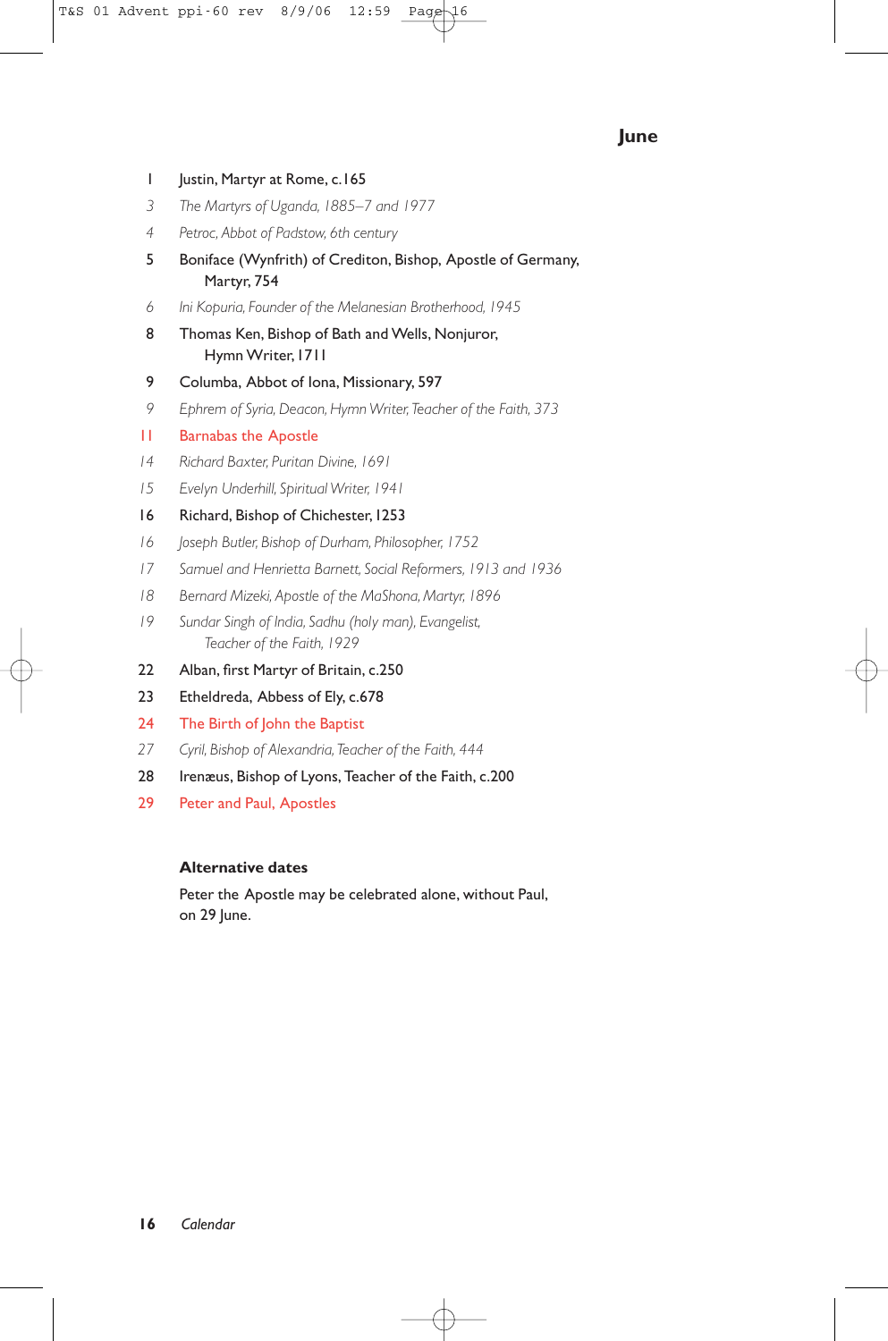## June

1 Justin, Martyr at Rome, c.165

*3 The Martyrs of Uganda, 1885–7 and 1977*

*4 Petroc, Abbot of Padstow, 6th century*

5 Boniface (Wynfrith) of Crediton, Bishop, Apostle of Germany, Martyr, 754

*6 Ini Kopuria, Founder of the Melanesian Brotherhood, 1945*

8 Thomas Ken, Bishop of Bath and Wells, Nonjuror, Hymn Writer, 1711

9 Columba, Abbot of Iona, Missionary, 597

*9 Ephrem of Syria, Deacon, Hymn Writer, Teacher of the Faith, 373*

11 Barnabas the Apostle

*14 Richard Baxter, Puritan Divine, 1691*

*15 Evelyn Underhill, Spiritual Writer, 1941*

16 Richard, Bishop of Chichester, 1253

*16 Joseph Butler, Bishop of Durham, Philosopher, 1752*

*17 Samuel and Henrietta Barnett, Social Reformers, 1913 and 1936*

*18 Bernard Mizeki, Apostle of the MaShona, Martyr, 1896*

*19 Sundar Singh of India, Sadhu (holy man), Evangelist, Teacher of the Faith, 1929*

22 Alban, first Martyr of Britain, c.250

23 Etheldreda, Abbess of Ely, c.678

24 The Birth of John the Baptist

*27 Cyril, Bishop of Alexandria, Teacher of the Faith, 444*

28 Irenæus, Bishop of Lyons, Teacher of the Faith, c.200

29 Peter and Paul, Apostles

### Alternative dates

Peter the Apostle may be celebrated alone, without Paul, on 29 June.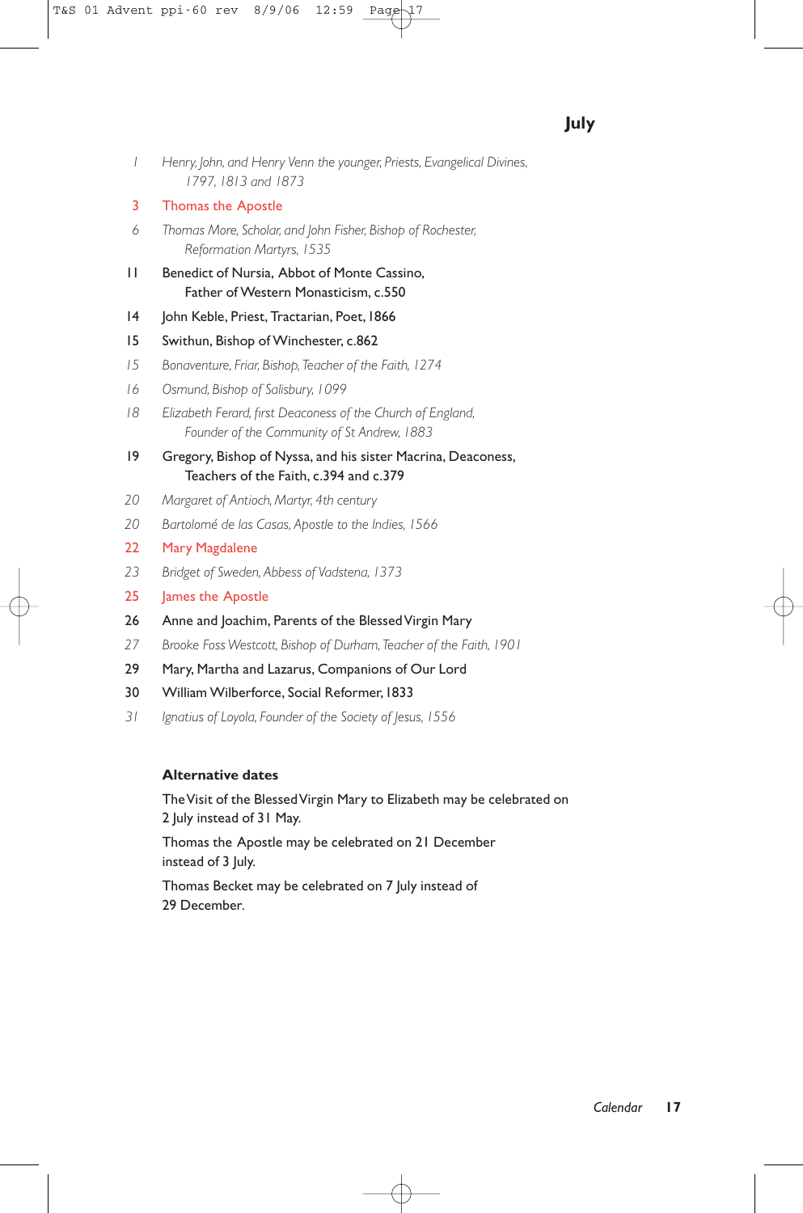## July

*1* *Henry, John, and Henry Venn the younger, Priests, Evangelical Divines, 1797, 1813 and 1873*

3 Thomas the Apostle

*6* *Thomas More, Scholar, and John Fisher, Bishop of Rochester, Reformation Martyrs, 1535*

11 Benedict of Nursia, Abbot of Monte Cassino, Father of Western Monasticism, c.550

14 John Keble, Priest, Tractarian, Poet, 1866

15 Swithun, Bishop of Winchester, c.862

*15* *Bonaventure, Friar, Bishop, Teacher of the Faith, 1274*

*16* *Osmund, Bishop of Salisbury, 1099*

*18* *Elizabeth Ferard, first Deaconess of the Church of England, Founder of the Community of St Andrew, 1883*

19 Gregory, Bishop of Nyssa, and his sister Macrina, Deaconess, Teachers of the Faith, c.394 and c.379

*20* *Margaret of Antioch, Martyr, 4th century*

*20* *Bartolomé de las Casas, Apostle to the Indies, 1566*

22 Mary Magdalene

*23* *Bridget of Sweden, Abbess of Vadstena, 1373*

25 James the Apostle

26 Anne and Joachim, Parents of the Blessed Virgin Mary

*27* *Brooke Foss Westcott, Bishop of Durham, Teacher of the Faith, 1901*

29 Mary, Martha and Lazarus, Companions of Our Lord

30 William Wilberforce, Social Reformer, 1833

*31* *Ignatius of Loyola, Founder of the Society of Jesus, 1556*

**Alternative dates**

The Visit of the Blessed Virgin Mary to Elizabeth may be celebrated on 2 July instead of 31 May.

Thomas the Apostle may be celebrated on 21 December instead of 3 July.

Thomas Becket may be celebrated on 7 July instead of 29 December.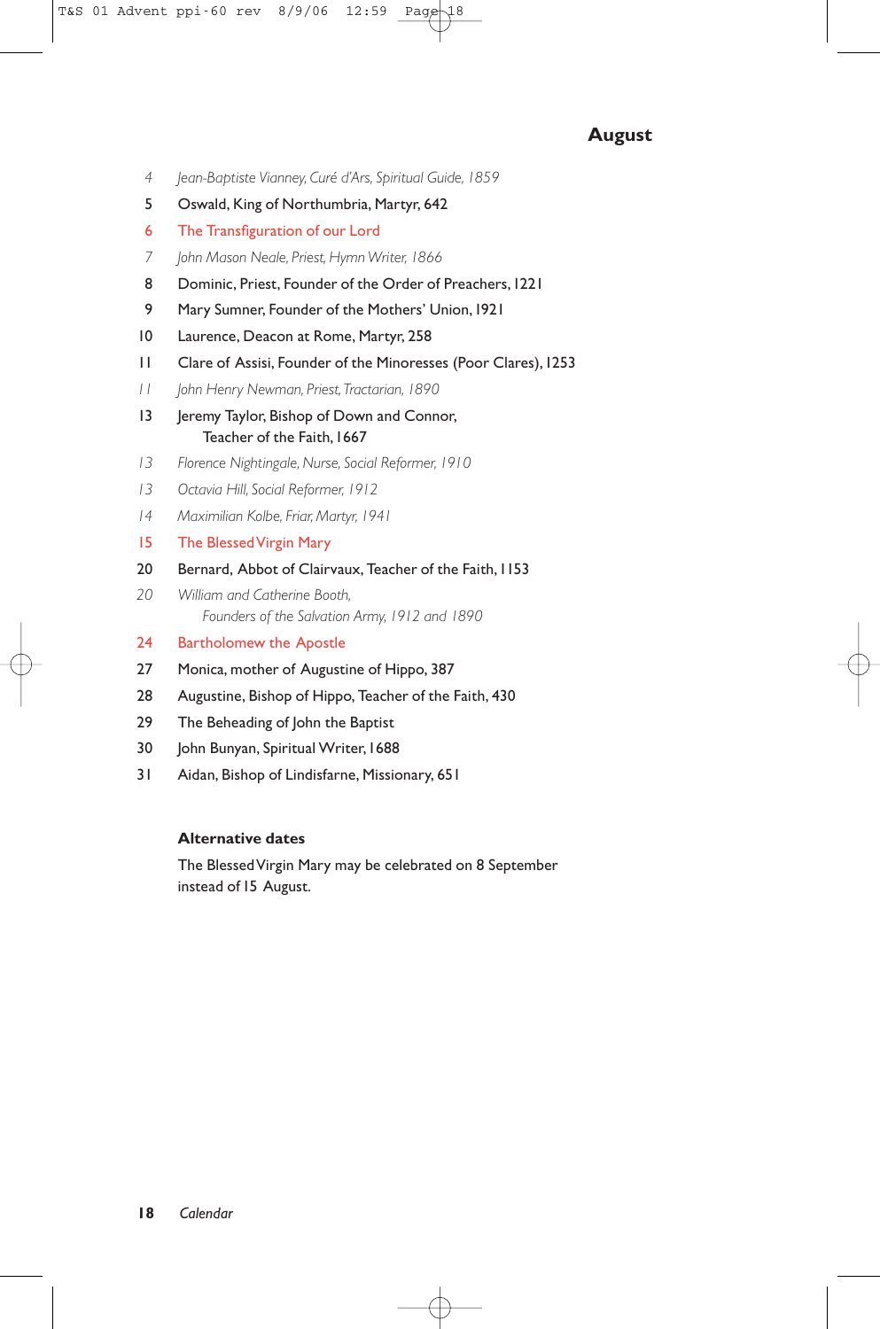## August

*4 Jean-Baptiste Vianney, Curé d'Ars, Spiritual Guide, 1859*

5 Oswald, King of Northumbria, Martyr, 642

6 The Transfiguration of our Lord

*7 John Mason Neale, Priest, Hymn Writer, 1866*

8 Dominic, Priest, Founder of the Order of Preachers, 1221

9 Mary Sumner, Founder of the Mothers' Union, 1921

10 Laurence, Deacon at Rome, Martyr, 258

11 Clare of Assisi, Founder of the Minoresses (Poor Clares), 1253

*11 John Henry Newman, Priest, Tractarian, 1890*

13 Jeremy Taylor, Bishop of Down and Connor,
Teacher of the Faith, 1667

*13 Florence Nightingale, Nurse, Social Reformer, 1910*

*13 Octavia Hill, Social Reformer, 1912*

*14 Maximilian Kolbe, Friar, Martyr, 1941*

15 The Blessed Virgin Mary

20 Bernard, Abbot of Clairvaux, Teacher of the Faith, 1153

*20 William and Catherine Booth,
Founders of the Salvation Army, 1912 and 1890*

24 Bartholomew the Apostle

27 Monica, mother of Augustine of Hippo, 387

28 Augustine, Bishop of Hippo, Teacher of the Faith, 430

29 The Beheading of John the Baptist

30 John Bunyan, Spiritual Writer, 1688

31 Aidan, Bishop of Lindisfarne, Missionary, 651

**Alternative dates**

The Blessed Virgin Mary may be celebrated on 8 September instead of 15 August.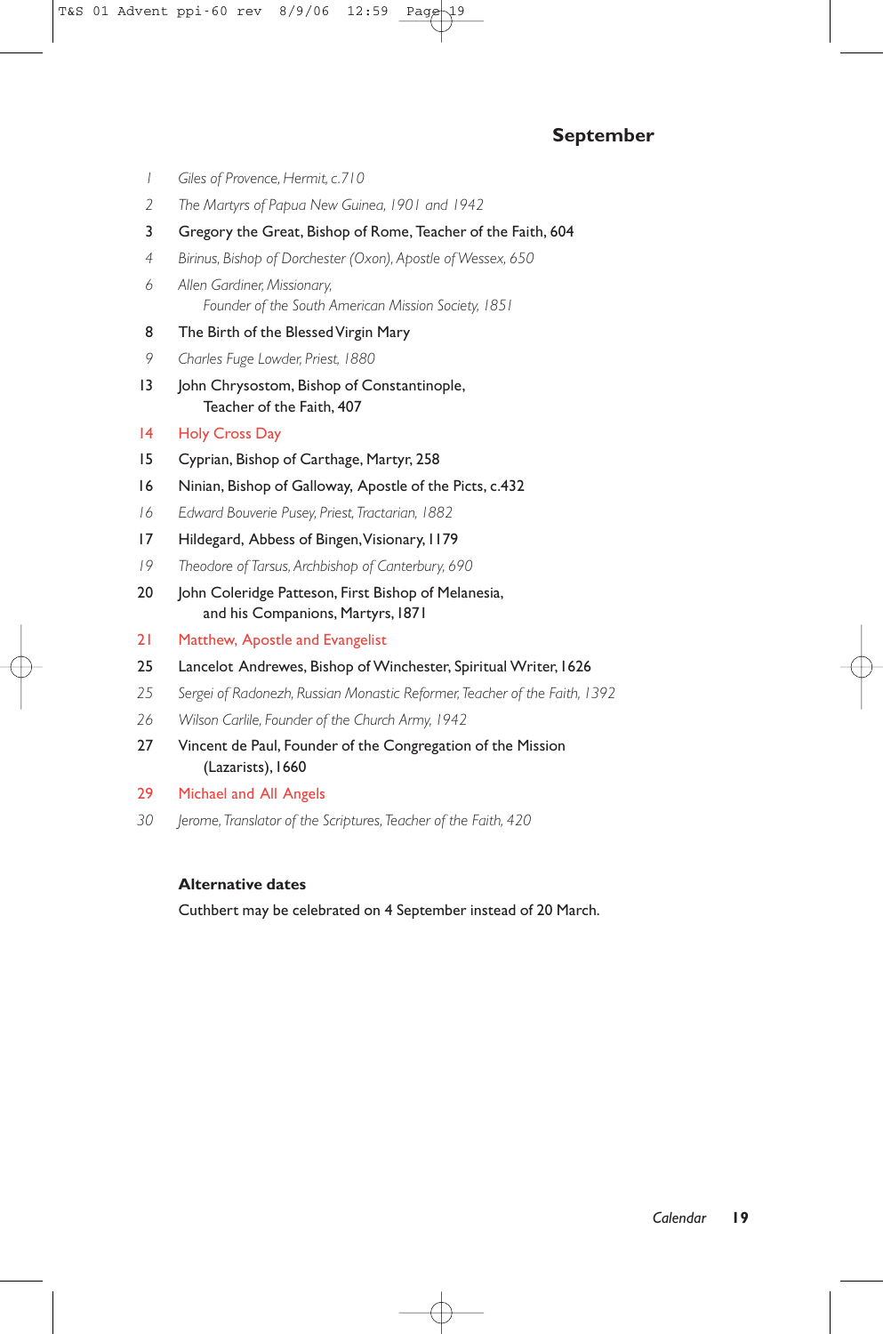## September

*1 Giles of Provence, Hermit, c.710*

*2 The Martyrs of Papua New Guinea, 1901 and 1942*

3 Gregory the Great, Bishop of Rome, Teacher of the Faith, 604

*4 Birinus, Bishop of Dorchester (Oxon), Apostle of Wessex, 650*

*6 Allen Gardiner, Missionary,*
*Founder of the South American Mission Society, 1851*

8 The Birth of the Blessed Virgin Mary

*9 Charles Fuge Lowder, Priest, 1880*

13 John Chrysostom, Bishop of Constantinople,
Teacher of the Faith, 407

14 Holy Cross Day

15 Cyprian, Bishop of Carthage, Martyr, 258

16 Ninian, Bishop of Galloway, Apostle of the Picts, c.432

*16 Edward Bouverie Pusey, Priest, Tractarian, 1882*

17 Hildegard, Abbess of Bingen, Visionary, 1179

*19 Theodore of Tarsus, Archbishop of Canterbury, 690*

20 John Coleridge Patteson, First Bishop of Melanesia,
and his Companions, Martyrs, 1871

21 Matthew, Apostle and Evangelist

25 Lancelot Andrewes, Bishop of Winchester, Spiritual Writer, 1626

*25 Sergei of Radonezh, Russian Monastic Reformer, Teacher of the Faith, 1392*

*26 Wilson Carlile, Founder of the Church Army, 1942*

27 Vincent de Paul, Founder of the Congregation of the Mission
(Lazarists), 1660

29 Michael and All Angels

*30 Jerome, Translator of the Scriptures, Teacher of the Faith, 420*

**Alternative dates**

Cuthbert may be celebrated on 4 September instead of 20 March.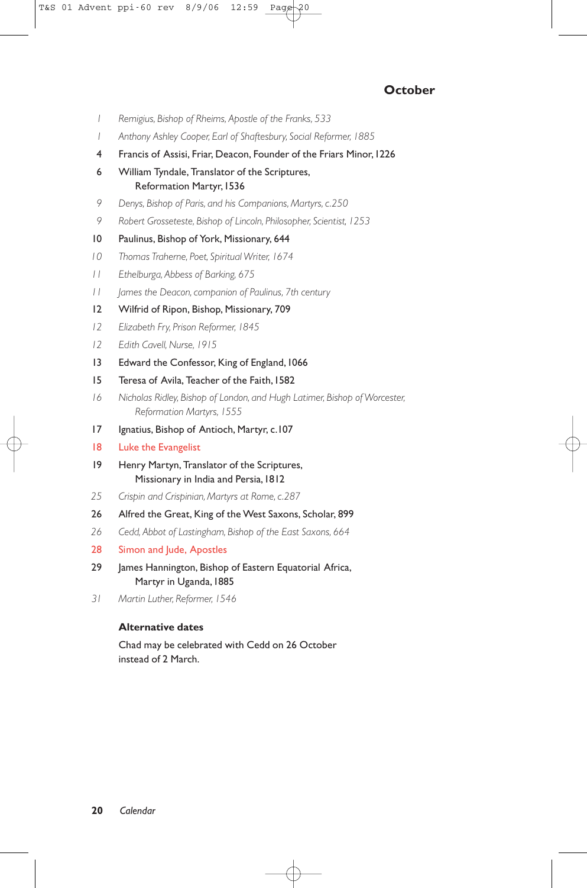## October

| | |
|---|---|
| *1* | *Remigius, Bishop of Rheims, Apostle of the Franks, 533* |
| *1* | *Anthony Ashley Cooper, Earl of Shaftesbury, Social Reformer, 1885* |
| 4 | Francis of Assisi, Friar, Deacon, Founder of the Friars Minor, 1226 |
| 6 | William Tyndale, Translator of the Scriptures, Reformation Martyr, 1536 |
| *9* | *Denys, Bishop of Paris, and his Companions, Martyrs, c.250* |
| *9* | *Robert Grosseteste, Bishop of Lincoln, Philosopher, Scientist, 1253* |
| 10 | Paulinus, Bishop of York, Missionary, 644 |
| *10* | *Thomas Traherne, Poet, Spiritual Writer, 1674* |
| *11* | *Ethelburga, Abbess of Barking, 675* |
| *11* | *James the Deacon, companion of Paulinus, 7th century* |
| 12 | Wilfrid of Ripon, Bishop, Missionary, 709 |
| *12* | *Elizabeth Fry, Prison Reformer, 1845* |
| *12* | *Edith Cavell, Nurse, 1915* |
| 13 | Edward the Confessor, King of England, 1066 |
| 15 | Teresa of Avila, Teacher of the Faith, 1582 |
| *16* | *Nicholas Ridley, Bishop of London, and Hugh Latimer, Bishop of Worcester, Reformation Martyrs, 1555* |
| 17 | Ignatius, Bishop of Antioch, Martyr, c.107 |
| 18 | Luke the Evangelist |
| 19 | Henry Martyn, Translator of the Scriptures, Missionary in India and Persia, 1812 |
| *25* | *Crispin and Crispinian, Martyrs at Rome, c.287* |
| 26 | Alfred the Great, King of the West Saxons, Scholar, 899 |
| *26* | *Cedd, Abbot of Lastingham, Bishop of the East Saxons, 664* |
| 28 | Simon and Jude, Apostles |
| 29 | James Hannington, Bishop of Eastern Equatorial Africa, Martyr in Uganda, 1885 |
| *31* | *Martin Luther, Reformer, 1546* |

**Alternative dates**

Chad may be celebrated with Cedd on 26 October instead of 2 March.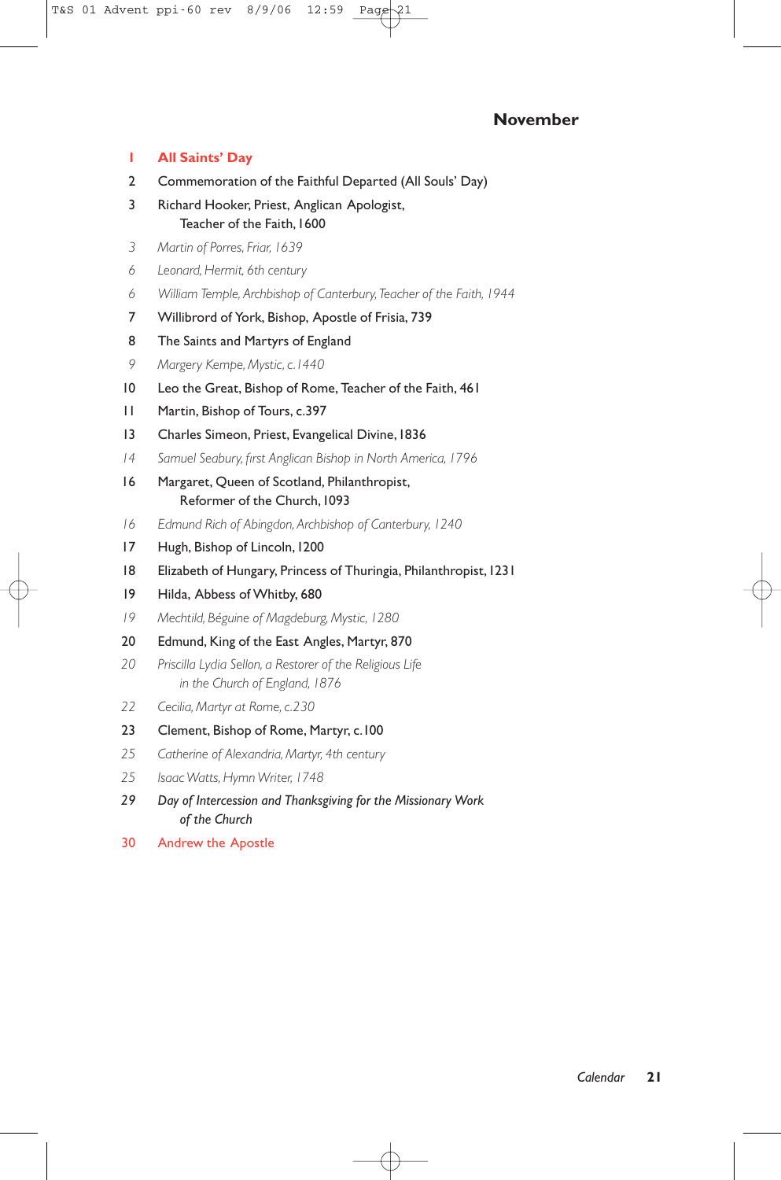## November

1 **All Saints' Day**

2 Commemoration of the Faithful Departed (All Souls' Day)

3 Richard Hooker, Priest, Anglican Apologist, Teacher of the Faith, 1600

*3 Martin of Porres, Friar, 1639*

*6 Leonard, Hermit, 6th century*

*6 William Temple, Archbishop of Canterbury, Teacher of the Faith, 1944*

7 Willibrord of York, Bishop, Apostle of Frisia, 739

8 The Saints and Martyrs of England

*9 Margery Kempe, Mystic, c.1440*

10 Leo the Great, Bishop of Rome, Teacher of the Faith, 461

11 Martin, Bishop of Tours, c.397

13 Charles Simeon, Priest, Evangelical Divine, 1836

*14 Samuel Seabury, first Anglican Bishop in North America, 1796*

16 Margaret, Queen of Scotland, Philanthropist, Reformer of the Church, 1093

*16 Edmund Rich of Abingdon, Archbishop of Canterbury, 1240*

17 Hugh, Bishop of Lincoln, 1200

18 Elizabeth of Hungary, Princess of Thuringia, Philanthropist, 1231

19 Hilda, Abbess of Whitby, 680

*19 Mechtild, Béguine of Magdeburg, Mystic, 1280*

20 Edmund, King of the East Angles, Martyr, 870

*20 Priscilla Lydia Sellon, a Restorer of the Religious Life in the Church of England, 1876*

*22 Cecilia, Martyr at Rome, c.230*

23 Clement, Bishop of Rome, Martyr, c.100

*25 Catherine of Alexandria, Martyr, 4th century*

*25 Isaac Watts, Hymn Writer, 1748*

29 *Day of Intercession and Thanksgiving for the Missionary Work of the Church*

30 Andrew the Apostle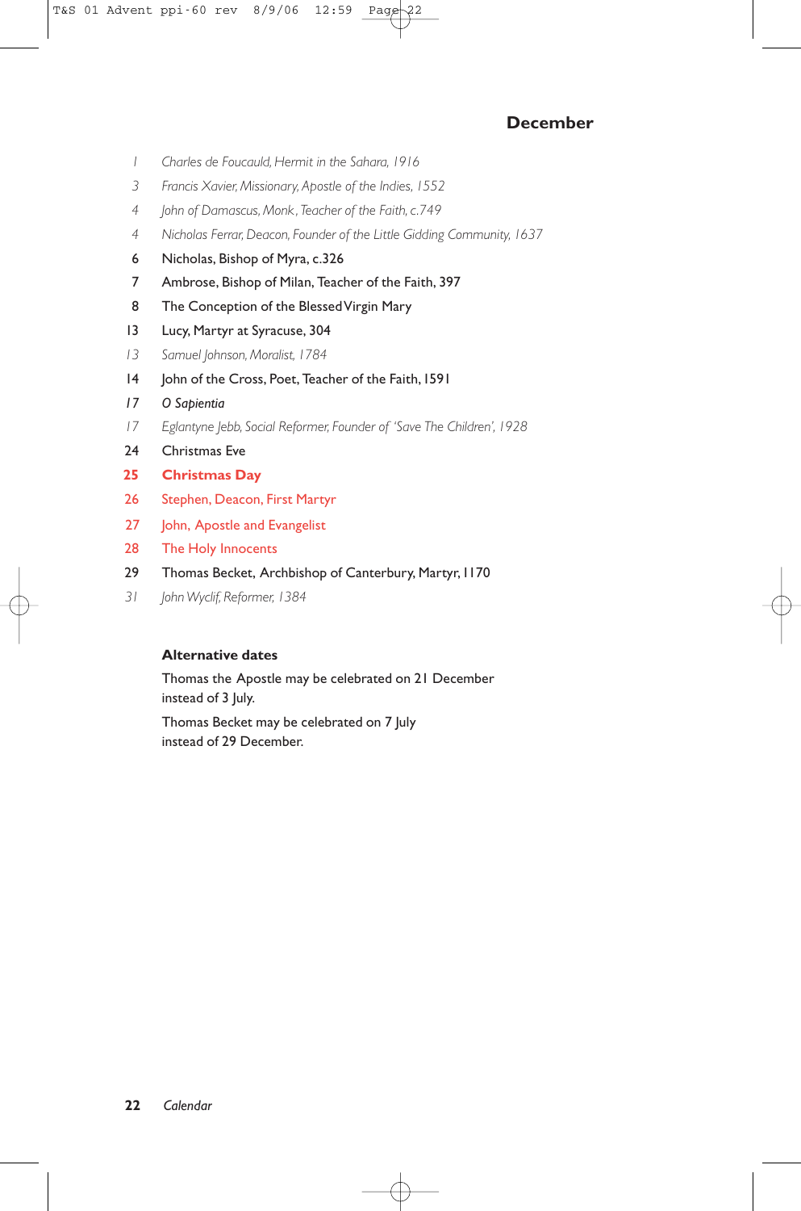## December

| | |
|---|---|
| *1* | *Charles de Foucauld, Hermit in the Sahara, 1916* |
| *3* | *Francis Xavier, Missionary, Apostle of the Indies, 1552* |
| *4* | *John of Damascus, Monk, Teacher of the Faith, c.749* |
| *4* | *Nicholas Ferrar, Deacon, Founder of the Little Gidding Community, 1637* |
| 6 | Nicholas, Bishop of Myra, c.326 |
| 7 | Ambrose, Bishop of Milan, Teacher of the Faith, 397 |
| 8 | The Conception of the Blessed Virgin Mary |
| 13 | Lucy, Martyr at Syracuse, 304 |
| *13* | *Samuel Johnson, Moralist, 1784* |
| 14 | John of the Cross, Poet, Teacher of the Faith, 1591 |
| *17* | *O Sapientia* |
| *17* | *Eglantyne Jebb, Social Reformer, Founder of 'Save The Children', 1928* |
| 24 | Christmas Eve |
| **25** | **Christmas Day** |
| 26 | Stephen, Deacon, First Martyr |
| 27 | John, Apostle and Evangelist |
| 28 | The Holy Innocents |
| 29 | Thomas Becket, Archbishop of Canterbury, Martyr, 1170 |
| *31* | *John Wyclif, Reformer, 1384* |

**Alternative dates**

Thomas the Apostle may be celebrated on 21 December instead of 3 July.

Thomas Becket may be celebrated on 7 July instead of 29 December.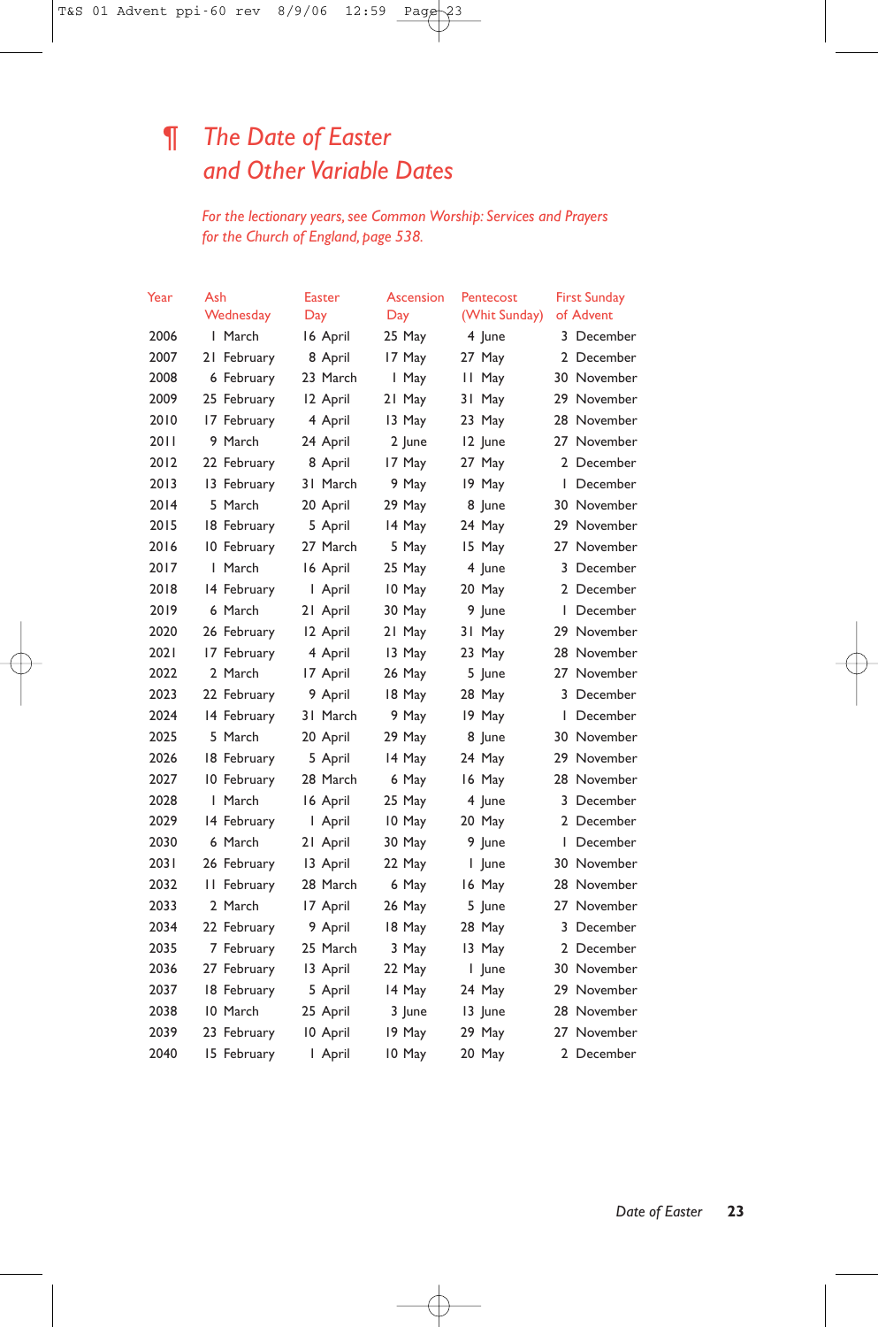# ¶ The Date of Easter and Other Variable Dates

*For the lectionary years, see Common Worship: Services and Prayers for the Church of England, page 538.*

| Year | Ash Wednesday | Easter Day | Ascension Day | Pentecost (Whit Sunday) | First Sunday of Advent |
|---|---|---|---|---|---|
| 2006 | 1 March | 16 April | 25 May | 4 June | 3 December |
| 2007 | 21 February | 8 April | 17 May | 27 May | 2 December |
| 2008 | 6 February | 23 March | 1 May | 11 May | 30 November |
| 2009 | 25 February | 12 April | 21 May | 31 May | 29 November |
| 2010 | 17 February | 4 April | 13 May | 23 May | 28 November |
| 2011 | 9 March | 24 April | 2 June | 12 June | 27 November |
| 2012 | 22 February | 8 April | 17 May | 27 May | 2 December |
| 2013 | 13 February | 31 March | 9 May | 19 May | 1 December |
| 2014 | 5 March | 20 April | 29 May | 8 June | 30 November |
| 2015 | 18 February | 5 April | 14 May | 24 May | 29 November |
| 2016 | 10 February | 27 March | 5 May | 15 May | 27 November |
| 2017 | 1 March | 16 April | 25 May | 4 June | 3 December |
| 2018 | 14 February | 1 April | 10 May | 20 May | 2 December |
| 2019 | 6 March | 21 April | 30 May | 9 June | 1 December |
| 2020 | 26 February | 12 April | 21 May | 31 May | 29 November |
| 2021 | 17 February | 4 April | 13 May | 23 May | 28 November |
| 2022 | 2 March | 17 April | 26 May | 5 June | 27 November |
| 2023 | 22 February | 9 April | 18 May | 28 May | 3 December |
| 2024 | 14 February | 31 March | 9 May | 19 May | 1 December |
| 2025 | 5 March | 20 April | 29 May | 8 June | 30 November |
| 2026 | 18 February | 5 April | 14 May | 24 May | 29 November |
| 2027 | 10 February | 28 March | 6 May | 16 May | 28 November |
| 2028 | 1 March | 16 April | 25 May | 4 June | 3 December |
| 2029 | 14 February | 1 April | 10 May | 20 May | 2 December |
| 2030 | 6 March | 21 April | 30 May | 9 June | 1 December |
| 2031 | 26 February | 13 April | 22 May | 1 June | 30 November |
| 2032 | 11 February | 28 March | 6 May | 16 May | 28 November |
| 2033 | 2 March | 17 April | 26 May | 5 June | 27 November |
| 2034 | 22 February | 9 April | 18 May | 28 May | 3 December |
| 2035 | 7 February | 25 March | 3 May | 13 May | 2 December |
| 2036 | 27 February | 13 April | 22 May | 1 June | 30 November |
| 2037 | 18 February | 5 April | 14 May | 24 May | 29 November |
| 2038 | 10 March | 25 April | 3 June | 13 June | 28 November |
| 2039 | 23 February | 10 April | 19 May | 29 May | 27 November |
| 2040 | 15 February | 1 April | 10 May | 20 May | 2 December |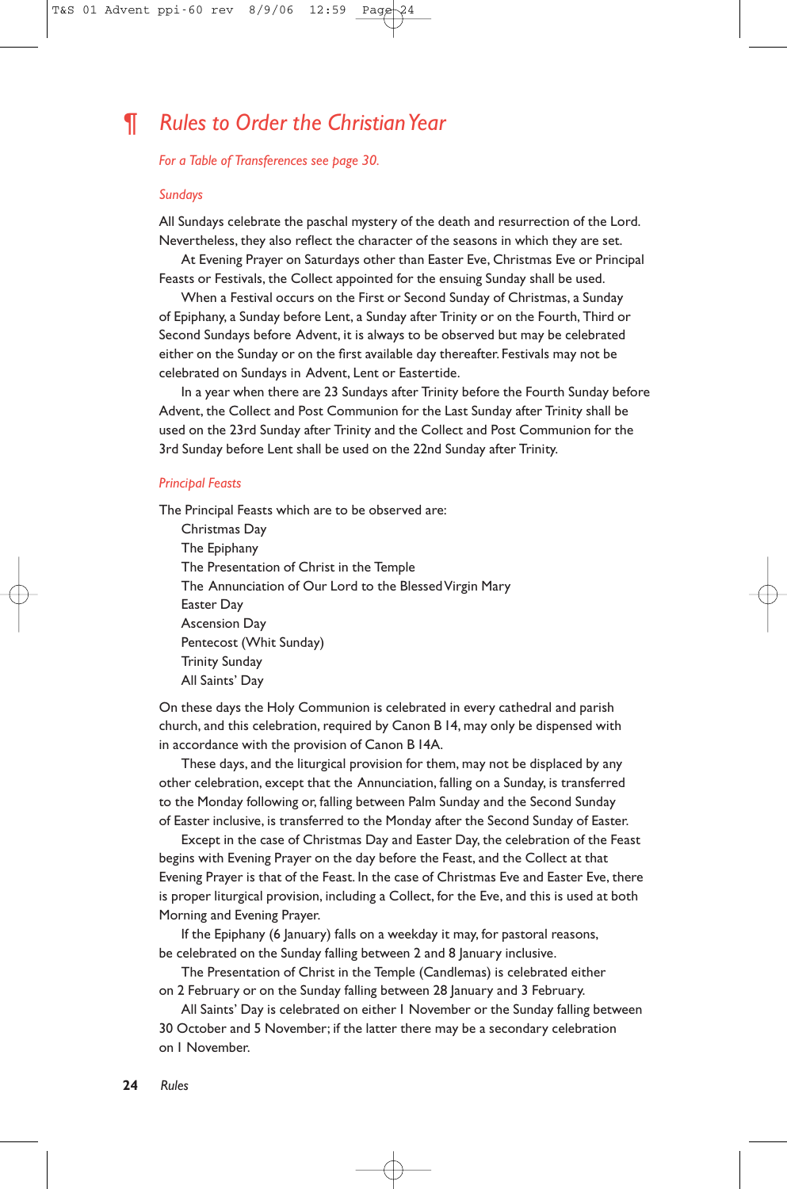# ¶ *Rules to Order the Christian Year*

*For a Table of Transferences see page 30.*

### *Sundays*

All Sundays celebrate the paschal mystery of the death and resurrection of the Lord. Nevertheless, they also reflect the character of the seasons in which they are set.

At Evening Prayer on Saturdays other than Easter Eve, Christmas Eve or Principal Feasts or Festivals, the Collect appointed for the ensuing Sunday shall be used.

When a Festival occurs on the First or Second Sunday of Christmas, a Sunday of Epiphany, a Sunday before Lent, a Sunday after Trinity or on the Fourth, Third or Second Sundays before Advent, it is always to be observed but may be celebrated either on the Sunday or on the first available day thereafter. Festivals may not be celebrated on Sundays in Advent, Lent or Eastertide.

In a year when there are 23 Sundays after Trinity before the Fourth Sunday before Advent, the Collect and Post Communion for the Last Sunday after Trinity shall be used on the 23rd Sunday after Trinity and the Collect and Post Communion for the 3rd Sunday before Lent shall be used on the 22nd Sunday after Trinity.

### *Principal Feasts*

The Principal Feasts which are to be observed are:

Christmas Day
The Epiphany
The Presentation of Christ in the Temple
The Annunciation of Our Lord to the Blessed Virgin Mary
Easter Day
Ascension Day
Pentecost (Whit Sunday)
Trinity Sunday
All Saints' Day

On these days the Holy Communion is celebrated in every cathedral and parish church, and this celebration, required by Canon B 14, may only be dispensed with in accordance with the provision of Canon B 14A.

These days, and the liturgical provision for them, may not be displaced by any other celebration, except that the Annunciation, falling on a Sunday, is transferred to the Monday following or, falling between Palm Sunday and the Second Sunday of Easter inclusive, is transferred to the Monday after the Second Sunday of Easter.

Except in the case of Christmas Day and Easter Day, the celebration of the Feast begins with Evening Prayer on the day before the Feast, and the Collect at that Evening Prayer is that of the Feast. In the case of Christmas Eve and Easter Eve, there is proper liturgical provision, including a Collect, for the Eve, and this is used at both Morning and Evening Prayer.

If the Epiphany (6 January) falls on a weekday it may, for pastoral reasons, be celebrated on the Sunday falling between 2 and 8 January inclusive.

The Presentation of Christ in the Temple (Candlemas) is celebrated either on 2 February or on the Sunday falling between 28 January and 3 February.

All Saints' Day is celebrated on either 1 November or the Sunday falling between 30 October and 5 November; if the latter there may be a secondary celebration on 1 November.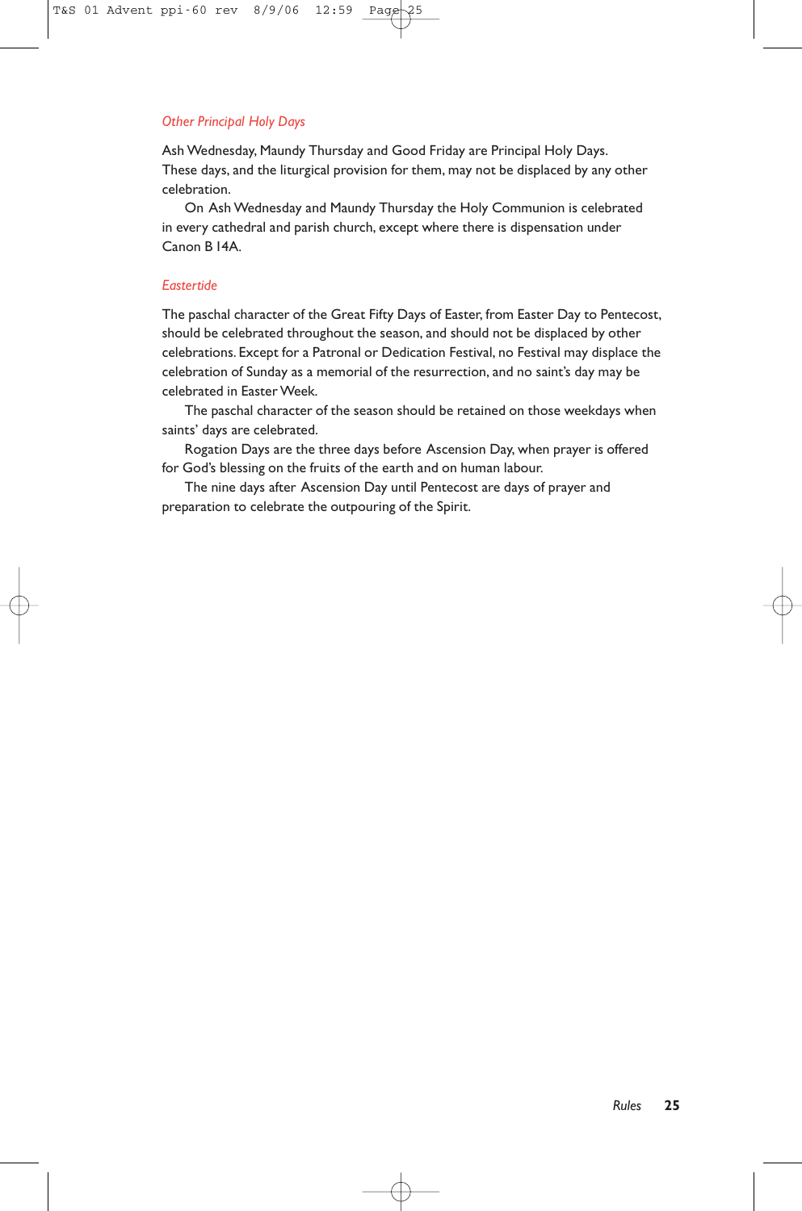### *Other Principal Holy Days*

Ash Wednesday, Maundy Thursday and Good Friday are Principal Holy Days. These days, and the liturgical provision for them, may not be displaced by any other celebration.

On Ash Wednesday and Maundy Thursday the Holy Communion is celebrated in every cathedral and parish church, except where there is dispensation under Canon B 14A.

### *Eastertide*

The paschal character of the Great Fifty Days of Easter, from Easter Day to Pentecost, should be celebrated throughout the season, and should not be displaced by other celebrations. Except for a Patronal or Dedication Festival, no Festival may displace the celebration of Sunday as a memorial of the resurrection, and no saint's day may be celebrated in Easter Week.

The paschal character of the season should be retained on those weekdays when saints' days are celebrated.

Rogation Days are the three days before Ascension Day, when prayer is offered for God's blessing on the fruits of the earth and on human labour.

The nine days after Ascension Day until Pentecost are days of prayer and preparation to celebrate the outpouring of the Spirit.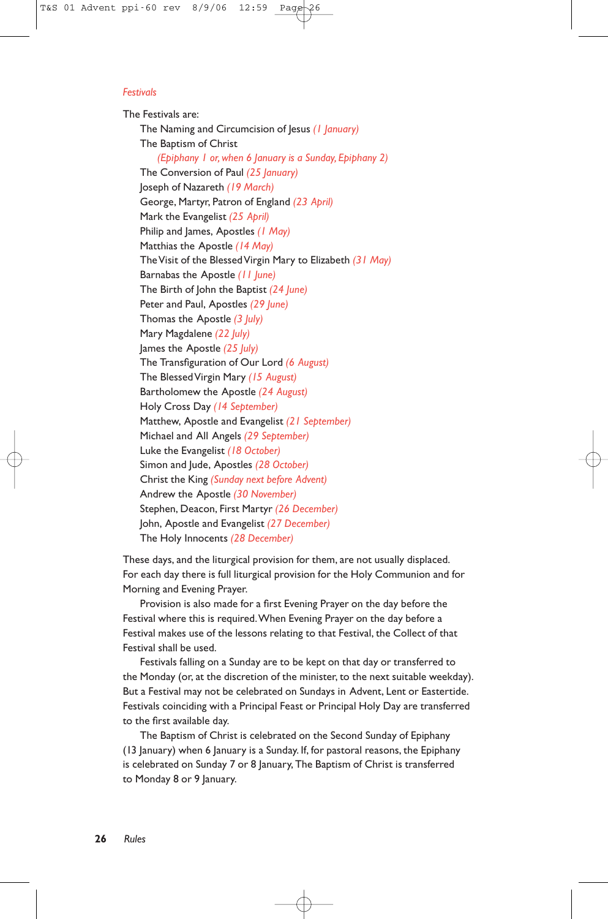### *Festivals*

The Festivals are:

- The Naming and Circumcision of Jesus *(1 January)*
- The Baptism of Christ
  *(Epiphany 1 or, when 6 January is a Sunday, Epiphany 2)*
- The Conversion of Paul *(25 January)*
- Joseph of Nazareth *(19 March)*
- George, Martyr, Patron of England *(23 April)*
- Mark the Evangelist *(25 April)*
- Philip and James, Apostles *(1 May)*
- Matthias the Apostle *(14 May)*
- The Visit of the Blessed Virgin Mary to Elizabeth *(31 May)*
- Barnabas the Apostle *(11 June)*
- The Birth of John the Baptist *(24 June)*
- Peter and Paul, Apostles *(29 June)*
- Thomas the Apostle *(3 July)*
- Mary Magdalene *(22 July)*
- James the Apostle *(25 July)*
- The Transfiguration of Our Lord *(6 August)*
- The Blessed Virgin Mary *(15 August)*
- Bartholomew the Apostle *(24 August)*
- Holy Cross Day *(14 September)*
- Matthew, Apostle and Evangelist *(21 September)*
- Michael and All Angels *(29 September)*
- Luke the Evangelist *(18 October)*
- Simon and Jude, Apostles *(28 October)*
- Christ the King *(Sunday next before Advent)*
- Andrew the Apostle *(30 November)*
- Stephen, Deacon, First Martyr *(26 December)*
- John, Apostle and Evangelist *(27 December)*
- The Holy Innocents *(28 December)*

These days, and the liturgical provision for them, are not usually displaced. For each day there is full liturgical provision for the Holy Communion and for Morning and Evening Prayer.

Provision is also made for a first Evening Prayer on the day before the Festival where this is required. When Evening Prayer on the day before a Festival makes use of the lessons relating to that Festival, the Collect of that Festival shall be used.

Festivals falling on a Sunday are to be kept on that day or transferred to the Monday (or, at the discretion of the minister, to the next suitable weekday). But a Festival may not be celebrated on Sundays in Advent, Lent or Eastertide. Festivals coinciding with a Principal Feast or Principal Holy Day are transferred to the first available day.

The Baptism of Christ is celebrated on the Second Sunday of Epiphany (13 January) when 6 January is a Sunday. If, for pastoral reasons, the Epiphany is celebrated on Sunday 7 or 8 January, The Baptism of Christ is transferred to Monday 8 or 9 January.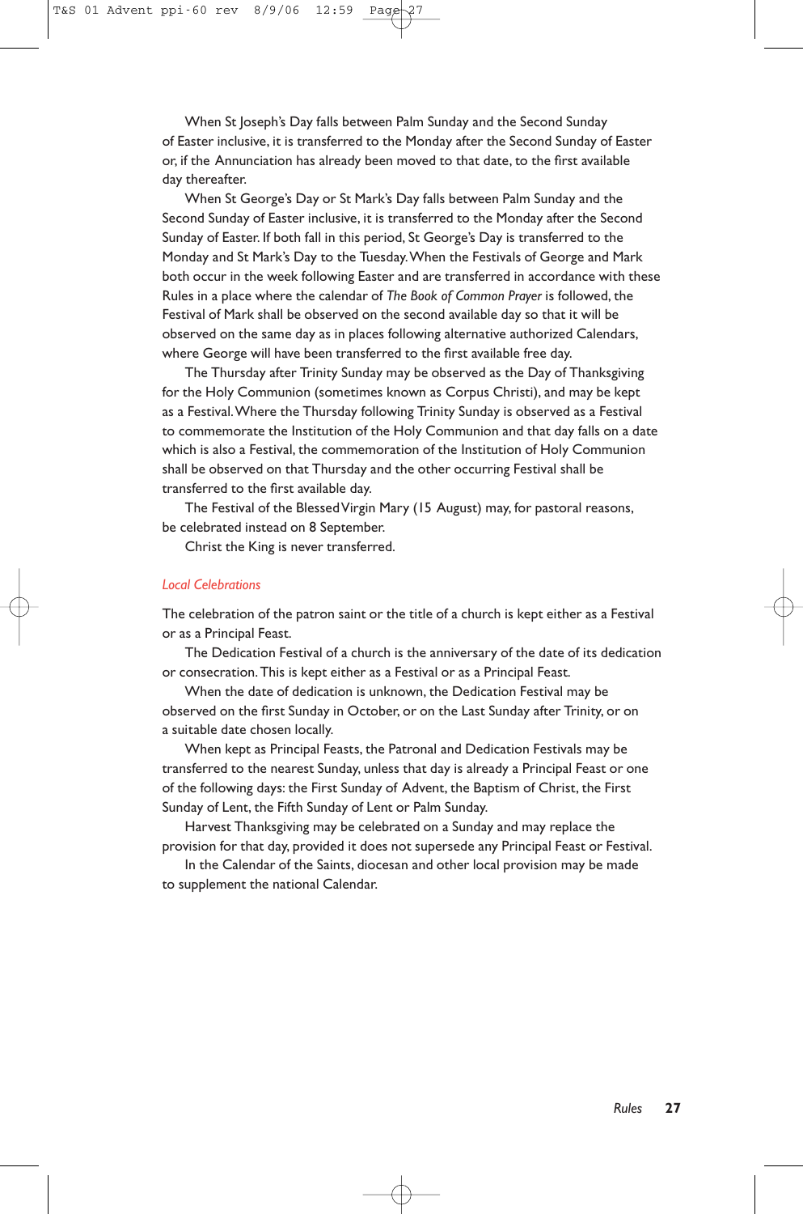When St Joseph's Day falls between Palm Sunday and the Second Sunday of Easter inclusive, it is transferred to the Monday after the Second Sunday of Easter or, if the Annunciation has already been moved to that date, to the first available day thereafter.

When St George's Day or St Mark's Day falls between Palm Sunday and the Second Sunday of Easter inclusive, it is transferred to the Monday after the Second Sunday of Easter. If both fall in this period, St George's Day is transferred to the Monday and St Mark's Day to the Tuesday. When the Festivals of George and Mark both occur in the week following Easter and are transferred in accordance with these Rules in a place where the calendar of *The Book of Common Prayer* is followed, the Festival of Mark shall be observed on the second available day so that it will be observed on the same day as in places following alternative authorized Calendars, where George will have been transferred to the first available free day.

The Thursday after Trinity Sunday may be observed as the Day of Thanksgiving for the Holy Communion (sometimes known as Corpus Christi), and may be kept as a Festival. Where the Thursday following Trinity Sunday is observed as a Festival to commemorate the Institution of the Holy Communion and that day falls on a date which is also a Festival, the commemoration of the Institution of Holy Communion shall be observed on that Thursday and the other occurring Festival shall be transferred to the first available day.

The Festival of the Blessed Virgin Mary (15 August) may, for pastoral reasons, be celebrated instead on 8 September.

Christ the King is never transferred.

### *Local Celebrations*

The celebration of the patron saint or the title of a church is kept either as a Festival or as a Principal Feast.

The Dedication Festival of a church is the anniversary of the date of its dedication or consecration. This is kept either as a Festival or as a Principal Feast.

When the date of dedication is unknown, the Dedication Festival may be observed on the first Sunday in October, or on the Last Sunday after Trinity, or on a suitable date chosen locally.

When kept as Principal Feasts, the Patronal and Dedication Festivals may be transferred to the nearest Sunday, unless that day is already a Principal Feast or one of the following days: the First Sunday of Advent, the Baptism of Christ, the First Sunday of Lent, the Fifth Sunday of Lent or Palm Sunday.

Harvest Thanksgiving may be celebrated on a Sunday and may replace the provision for that day, provided it does not supersede any Principal Feast or Festival.

In the Calendar of the Saints, diocesan and other local provision may be made to supplement the national Calendar.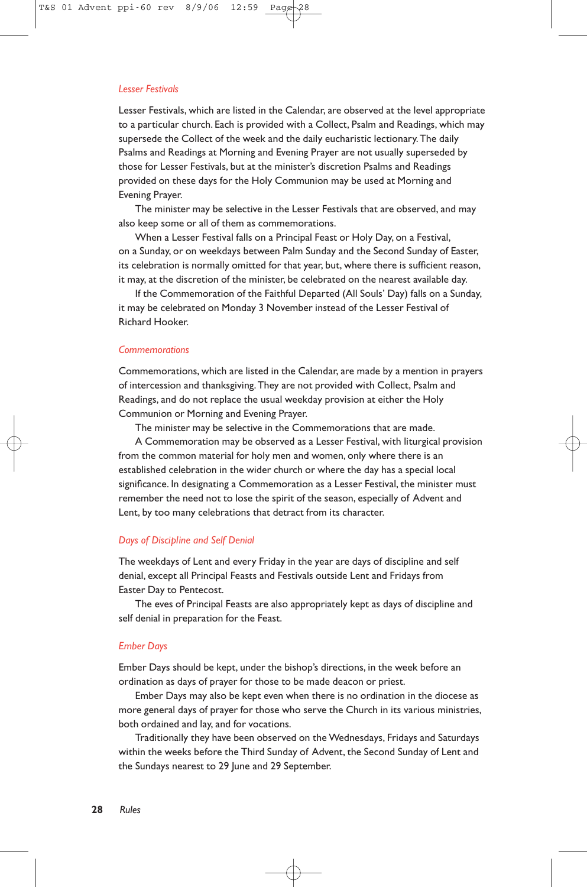### *Lesser Festivals*

Lesser Festivals, which are listed in the Calendar, are observed at the level appropriate to a particular church. Each is provided with a Collect, Psalm and Readings, which may supersede the Collect of the week and the daily eucharistic lectionary. The daily Psalms and Readings at Morning and Evening Prayer are not usually superseded by those for Lesser Festivals, but at the minister's discretion Psalms and Readings provided on these days for the Holy Communion may be used at Morning and Evening Prayer.

The minister may be selective in the Lesser Festivals that are observed, and may also keep some or all of them as commemorations.

When a Lesser Festival falls on a Principal Feast or Holy Day, on a Festival, on a Sunday, or on weekdays between Palm Sunday and the Second Sunday of Easter, its celebration is normally omitted for that year, but, where there is sufficient reason, it may, at the discretion of the minister, be celebrated on the nearest available day.

If the Commemoration of the Faithful Departed (All Souls' Day) falls on a Sunday, it may be celebrated on Monday 3 November instead of the Lesser Festival of Richard Hooker.

### *Commemorations*

Commemorations, which are listed in the Calendar, are made by a mention in prayers of intercession and thanksgiving. They are not provided with Collect, Psalm and Readings, and do not replace the usual weekday provision at either the Holy Communion or Morning and Evening Prayer.

The minister may be selective in the Commemorations that are made.

A Commemoration may be observed as a Lesser Festival, with liturgical provision from the common material for holy men and women, only where there is an established celebration in the wider church or where the day has a special local significance. In designating a Commemoration as a Lesser Festival, the minister must remember the need not to lose the spirit of the season, especially of Advent and Lent, by too many celebrations that detract from its character.

### *Days of Discipline and Self Denial*

The weekdays of Lent and every Friday in the year are days of discipline and self denial, except all Principal Feasts and Festivals outside Lent and Fridays from Easter Day to Pentecost.

The eves of Principal Feasts are also appropriately kept as days of discipline and self denial in preparation for the Feast.

### *Ember Days*

Ember Days should be kept, under the bishop's directions, in the week before an ordination as days of prayer for those to be made deacon or priest.

Ember Days may also be kept even when there is no ordination in the diocese as more general days of prayer for those who serve the Church in its various ministries, both ordained and lay, and for vocations.

Traditionally they have been observed on the Wednesdays, Fridays and Saturdays within the weeks before the Third Sunday of Advent, the Second Sunday of Lent and the Sundays nearest to 29 June and 29 September.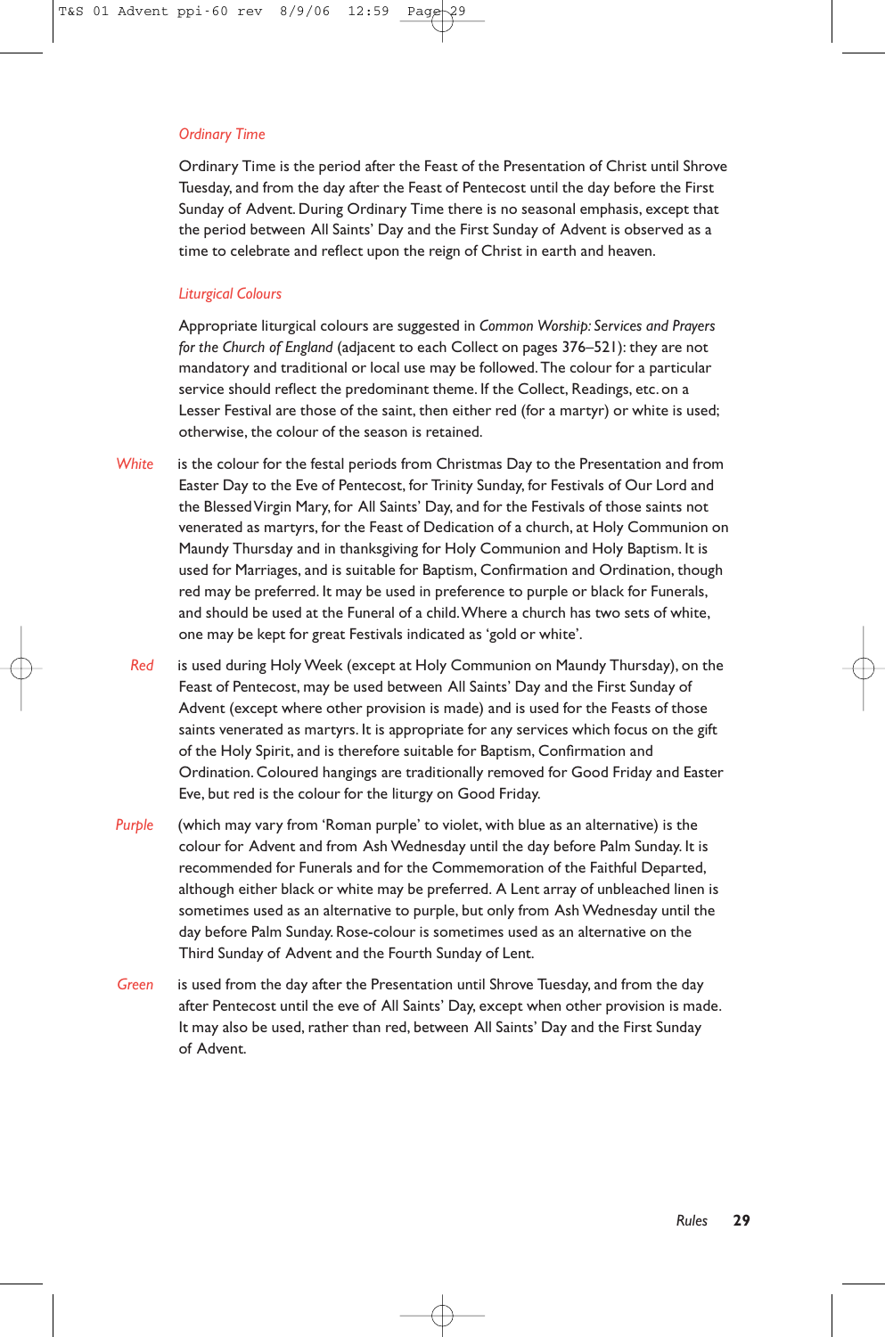### *Ordinary Time*

Ordinary Time is the period after the Feast of the Presentation of Christ until Shrove Tuesday, and from the day after the Feast of Pentecost until the day before the First Sunday of Advent. During Ordinary Time there is no seasonal emphasis, except that the period between All Saints' Day and the First Sunday of Advent is observed as a time to celebrate and reflect upon the reign of Christ in earth and heaven.

### *Liturgical Colours*

Appropriate liturgical colours are suggested in *Common Worship: Services and Prayers for the Church of England* (adjacent to each Collect on pages 376–521): they are not mandatory and traditional or local use may be followed. The colour for a particular service should reflect the predominant theme. If the Collect, Readings, etc. on a Lesser Festival are those of the saint, then either red (for a martyr) or white is used; otherwise, the colour of the season is retained.

*White* is the colour for the festal periods from Christmas Day to the Presentation and from Easter Day to the Eve of Pentecost, for Trinity Sunday, for Festivals of Our Lord and the Blessed Virgin Mary, for All Saints' Day, and for the Festivals of those saints not venerated as martyrs, for the Feast of Dedication of a church, at Holy Communion on Maundy Thursday and in thanksgiving for Holy Communion and Holy Baptism. It is used for Marriages, and is suitable for Baptism, Confirmation and Ordination, though red may be preferred. It may be used in preference to purple or black for Funerals, and should be used at the Funeral of a child. Where a church has two sets of white, one may be kept for great Festivals indicated as 'gold or white'.

*Red* is used during Holy Week (except at Holy Communion on Maundy Thursday), on the Feast of Pentecost, may be used between All Saints' Day and the First Sunday of Advent (except where other provision is made) and is used for the Feasts of those saints venerated as martyrs. It is appropriate for any services which focus on the gift of the Holy Spirit, and is therefore suitable for Baptism, Confirmation and Ordination. Coloured hangings are traditionally removed for Good Friday and Easter Eve, but red is the colour for the liturgy on Good Friday.

*Purple* (which may vary from 'Roman purple' to violet, with blue as an alternative) is the colour for Advent and from Ash Wednesday until the day before Palm Sunday. It is recommended for Funerals and for the Commemoration of the Faithful Departed, although either black or white may be preferred. A Lent array of unbleached linen is sometimes used as an alternative to purple, but only from Ash Wednesday until the day before Palm Sunday. Rose-colour is sometimes used as an alternative on the Third Sunday of Advent and the Fourth Sunday of Lent.

*Green* is used from the day after the Presentation until Shrove Tuesday, and from the day after Pentecost until the eve of All Saints' Day, except when other provision is made. It may also be used, rather than red, between All Saints' Day and the First Sunday of Advent.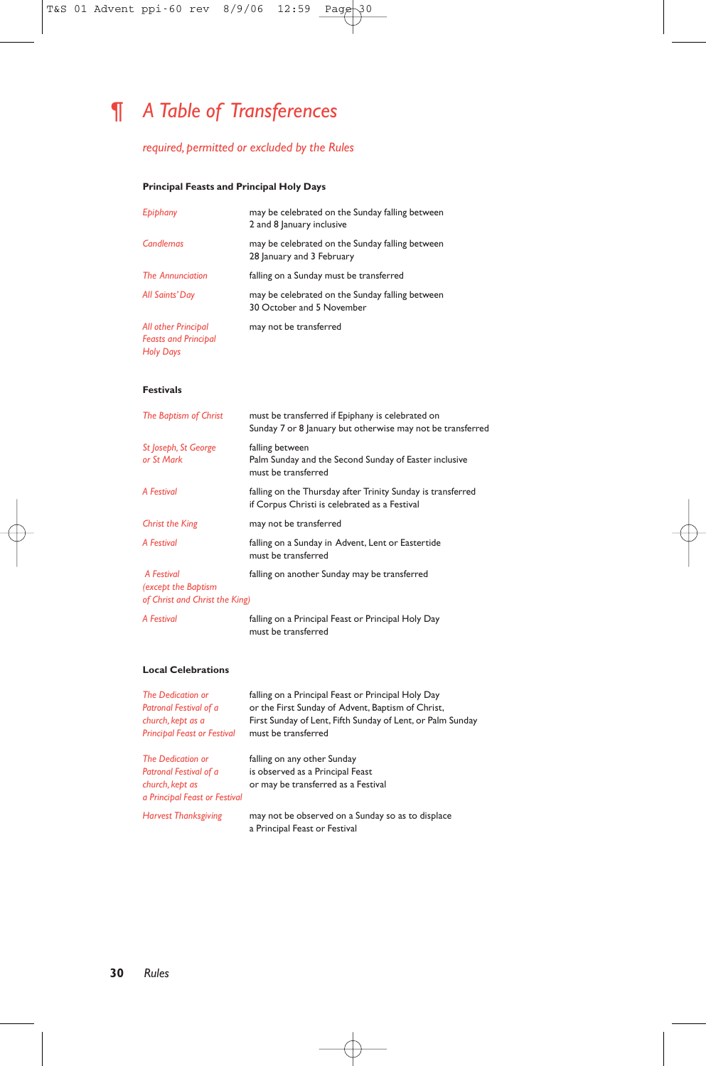# ¶ *A Table of Transferences*

*required, permitted or excluded by the Rules*

**Principal Feasts and Principal Holy Days**

| | |
|---|---|
| *Epiphany* | may be celebrated on the Sunday falling between 2 and 8 January inclusive |
| *Candlemas* | may be celebrated on the Sunday falling between 28 January and 3 February |
| *The Annunciation* | falling on a Sunday must be transferred |
| *All Saints' Day* | may be celebrated on the Sunday falling between 30 October and 5 November |
| *All other Principal Feasts and Principal Holy Days* | may not be transferred |

**Festivals**

| | |
|---|---|
| *The Baptism of Christ* | must be transferred if Epiphany is celebrated on Sunday 7 or 8 January but otherwise may not be transferred |
| *St Joseph, St George or St Mark* | falling between Palm Sunday and the Second Sunday of Easter inclusive must be transferred |
| *A Festival* | falling on the Thursday after Trinity Sunday is transferred if Corpus Christi is celebrated as a Festival |
| *Christ the King* | may not be transferred |
| *A Festival* | falling on a Sunday in Advent, Lent or Eastertide must be transferred |
| *A Festival (except the Baptism of Christ and Christ the King)* | falling on another Sunday may be transferred |
| *A Festival* | falling on a Principal Feast or Principal Holy Day must be transferred |

**Local Celebrations**

| | |
|---|---|
| *The Dedication or Patronal Festival of a church, kept as a Principal Feast or Festival* | falling on a Principal Feast or Principal Holy Day or the First Sunday of Advent, Baptism of Christ, First Sunday of Lent, Fifth Sunday of Lent, or Palm Sunday must be transferred |
| *The Dedication or Patronal Festival of a church, kept as a Principal Feast or Festival* | falling on any other Sunday is observed as a Principal Feast or may be transferred as a Festival |
| *Harvest Thanksgiving* | may not be observed on a Sunday so as to displace a Principal Feast or Festival |